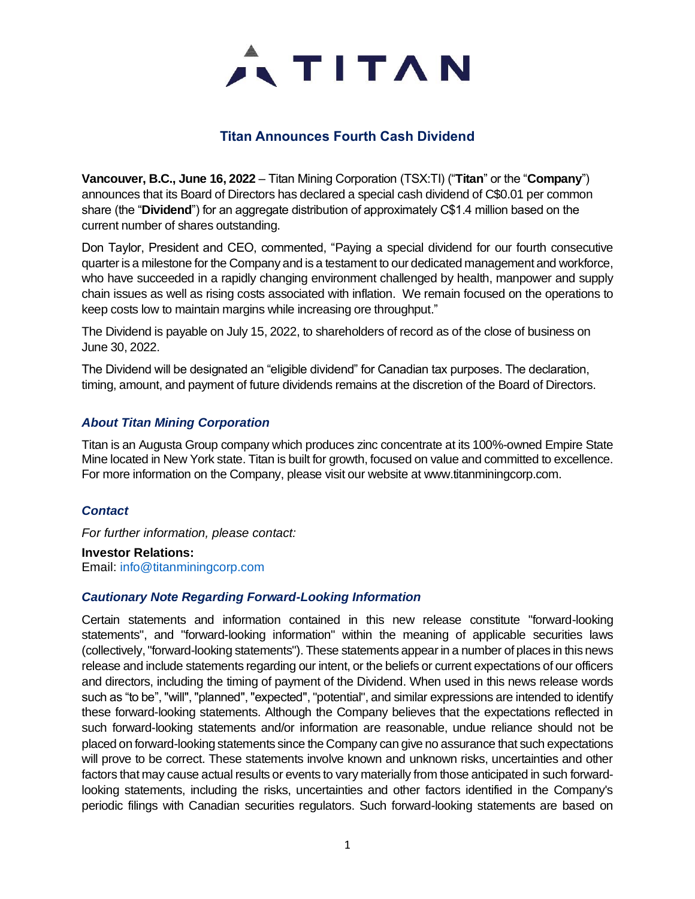# TITAN

## Titan Announces Fourth Cash Dividend

**Vancouver, B.C., June 16, 2022** – Titan Mining Corporation (TSX:TI) ("**Titan**" or the "**Company**") announces that its Board of Directors has declared a special cash dividend of C$0.01 per common share (the "**Dividend**") for an aggregate distribution of approximately C$1.4 million based on the current number of shares outstanding.

Don Taylor, President and CEO, commented, "Paying a special dividend for our fourth consecutive quarter is a milestone for the Company and is a testament to our dedicated management and workforce, who have succeeded in a rapidly changing environment challenged by health, manpower and supply chain issues as well as rising costs associated with inflation. We remain focused on the operations to keep costs low to maintain margins while increasing ore throughput."

The Dividend is payable on July 15, 2022, to shareholders of record as of the close of business on June 30, 2022.

The Dividend will be designated an "eligible dividend" for Canadian tax purposes. The declaration, timing, amount, and payment of future dividends remains at the discretion of the Board of Directors.

### *About Titan Mining Corporation*

Titan is an Augusta Group company which produces zinc concentrate at its 100%-owned Empire State Mine located in New York state. Titan is built for growth, focused on value and committed to excellence. For more information on the Company, please visit our website at www.titanminingcorp.com.

### *Contact*

*For further information, please contact:*

**Investor Relations:**
Email: info@titanminingcorp.com

### *Cautionary Note Regarding Forward-Looking Information*

Certain statements and information contained in this new release constitute "forward-looking statements", and "forward-looking information" within the meaning of applicable securities laws (collectively, "forward-looking statements"). These statements appear in a number of places in this news release and include statements regarding our intent, or the beliefs or current expectations of our officers and directors, including the timing of payment of the Dividend. When used in this news release words such as "to be", "will", "planned", "expected", "potential", and similar expressions are intended to identify these forward-looking statements. Although the Company believes that the expectations reflected in such forward-looking statements and/or information are reasonable, undue reliance should not be placed on forward-looking statements since the Company can give no assurance that such expectations will prove to be correct. These statements involve known and unknown risks, uncertainties and other factors that may cause actual results or events to vary materially from those anticipated in such forward-looking statements, including the risks, uncertainties and other factors identified in the Company's periodic filings with Canadian securities regulators. Such forward-looking statements are based on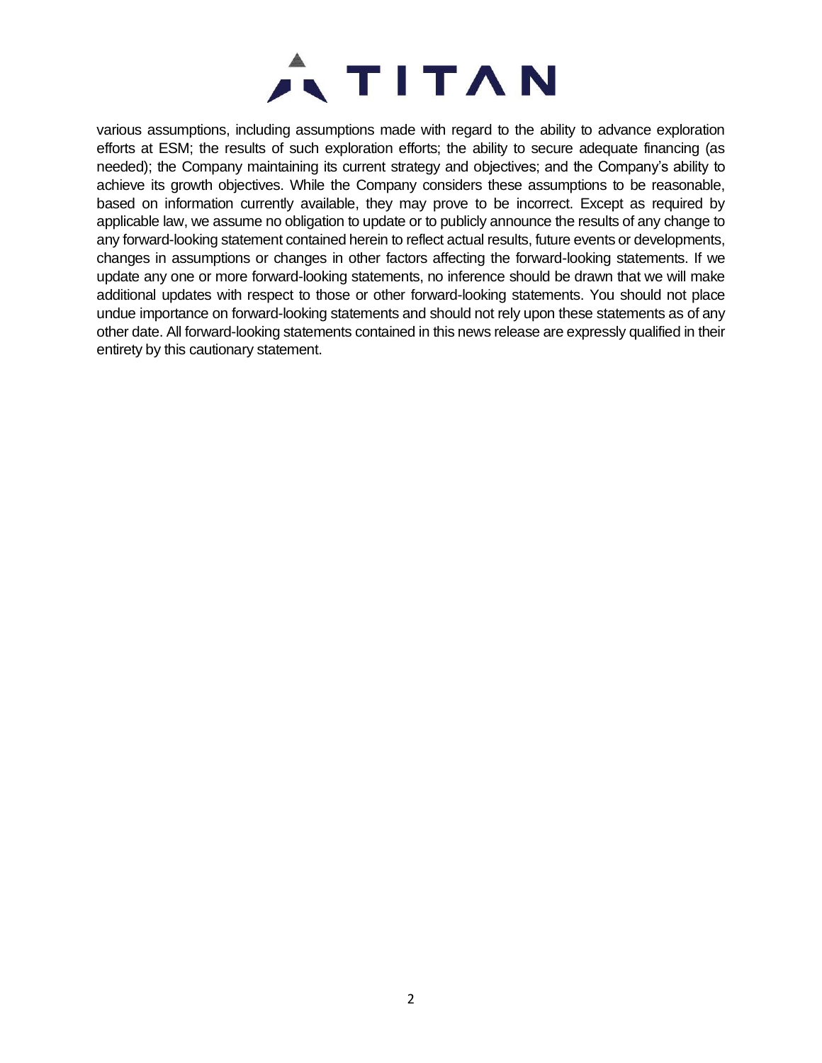various assumptions, including assumptions made with regard to the ability to advance exploration efforts at ESM; the results of such exploration efforts; the ability to secure adequate financing (as needed); the Company maintaining its current strategy and objectives; and the Company's ability to achieve its growth objectives. While the Company considers these assumptions to be reasonable, based on information currently available, they may prove to be incorrect. Except as required by applicable law, we assume no obligation to update or to publicly announce the results of any change to any forward-looking statement contained herein to reflect actual results, future events or developments, changes in assumptions or changes in other factors affecting the forward-looking statements. If we update any one or more forward-looking statements, no inference should be drawn that we will make additional updates with respect to those or other forward-looking statements. You should not place undue importance on forward-looking statements and should not rely upon these statements as of any other date. All forward-looking statements contained in this news release are expressly qualified in their entirety by this cautionary statement.